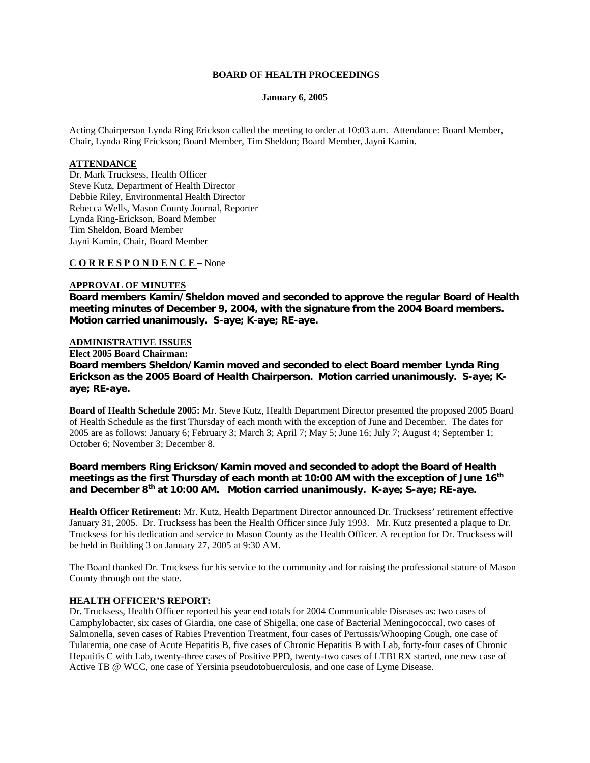**BOARD OF HEALTH PROCEEDINGS**

**January 6, 2005**

Acting Chairperson Lynda Ring Erickson called the meeting to order at 10:03 a.m. Attendance: Board Member, Chair, Lynda Ring Erickson; Board Member, Tim Sheldon; Board Member, Jayni Kamin.

**ATTENDANCE**

Dr. Mark Trucksess, Health Officer
Steve Kutz, Department of Health Director
Debbie Riley, Environmental Health Director
Rebecca Wells, Mason County Journal, Reporter
Lynda Ring-Erickson, Board Member
Tim Sheldon, Board Member
Jayni Kamin, Chair, Board Member

**C O R R E S P O N D E N C E** – None

**APPROVAL OF MINUTES**

**Board members Kamin/Sheldon moved and seconded to approve the regular Board of Health meeting minutes of December 9, 2004, with the signature from the 2004 Board members. Motion carried unanimously. S-aye; K-aye; RE-aye.**

**ADMINISTRATIVE ISSUES**

**Elect 2005 Board Chairman:**

**Board members Sheldon/Kamin moved and seconded to elect Board member Lynda Ring Erickson as the 2005 Board of Health Chairperson. Motion carried unanimously. S-aye; K-aye; RE-aye.**

**Board of Health Schedule 2005:** Mr. Steve Kutz, Health Department Director presented the proposed 2005 Board of Health Schedule as the first Thursday of each month with the exception of June and December. The dates for 2005 are as follows: January 6; February 3; March 3; April 7; May 5; June 16; July 7; August 4; September 1; October 6; November 3; December 8.

**Board members Ring Erickson/Kamin moved and seconded to adopt the Board of Health meetings as the first Thursday of each month at 10:00 AM with the exception of June 16th and December 8th at 10:00 AM. Motion carried unanimously. K-aye; S-aye; RE-aye.**

**Health Officer Retirement:** Mr. Kutz, Health Department Director announced Dr. Trucksess' retirement effective January 31, 2005. Dr. Trucksess has been the Health Officer since July 1993. Mr. Kutz presented a plaque to Dr. Trucksess for his dedication and service to Mason County as the Health Officer. A reception for Dr. Trucksess will be held in Building 3 on January 27, 2005 at 9:30 AM.

The Board thanked Dr. Trucksess for his service to the community and for raising the professional stature of Mason County through out the state.

**HEALTH OFFICER'S REPORT:**

Dr. Trucksess, Health Officer reported his year end totals for 2004 Communicable Diseases as: two cases of Camphylobacter, six cases of Giardia, one case of Shigella, one case of Bacterial Meningococcal, two cases of Salmonella, seven cases of Rabies Prevention Treatment, four cases of Pertussis/Whooping Cough, one case of Tularemia, one case of Acute Hepatitis B, five cases of Chronic Hepatitis B with Lab, forty-four cases of Chronic Hepatitis C with Lab, twenty-three cases of Positive PPD, twenty-two cases of LTBI RX started, one new case of Active TB @ WCC, one case of Yersinia pseudotobuerculosis, and one case of Lyme Disease.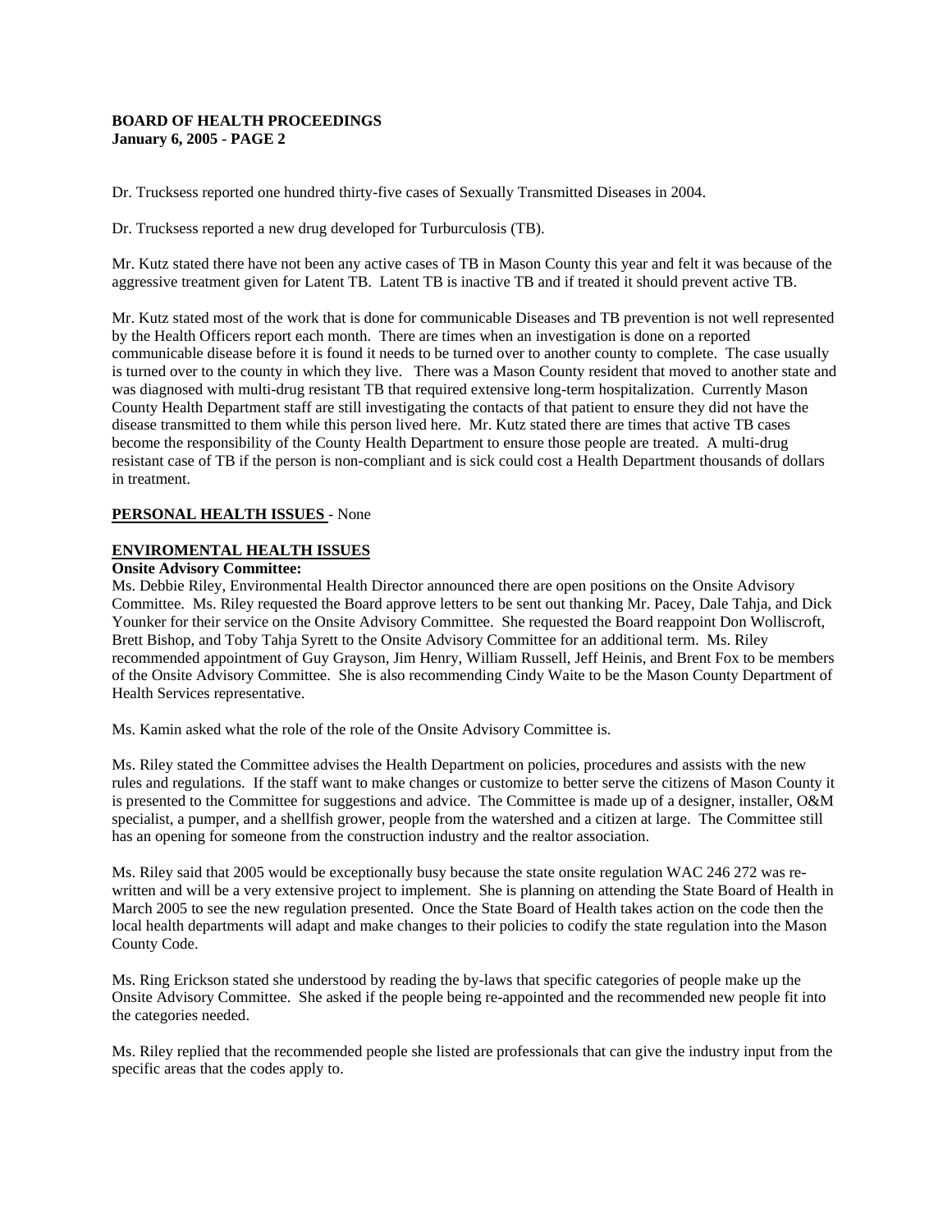Dr. Trucksess reported one hundred thirty-five cases of Sexually Transmitted Diseases in 2004.

Dr. Trucksess reported a new drug developed for Turburculosis (TB).

Mr. Kutz stated there have not been any active cases of TB in Mason County this year and felt it was because of the aggressive treatment given for Latent TB. Latent TB is inactive TB and if treated it should prevent active TB.

Mr. Kutz stated most of the work that is done for communicable Diseases and TB prevention is not well represented by the Health Officers report each month. There are times when an investigation is done on a reported communicable disease before it is found it needs to be turned over to another county to complete. The case usually is turned over to the county in which they live. There was a Mason County resident that moved to another state and was diagnosed with multi-drug resistant TB that required extensive long-term hospitalization. Currently Mason County Health Department staff are still investigating the contacts of that patient to ensure they did not have the disease transmitted to them while this person lived here. Mr. Kutz stated there are times that active TB cases become the responsibility of the County Health Department to ensure those people are treated. A multi-drug resistant case of TB if the person is non-compliant and is sick could cost a Health Department thousands of dollars in treatment.

**PERSONAL HEALTH ISSUES** - None

**ENVIROMENTAL HEALTH ISSUES**

**Onsite Advisory Committee:**

Ms. Debbie Riley, Environmental Health Director announced there are open positions on the Onsite Advisory Committee. Ms. Riley requested the Board approve letters to be sent out thanking Mr. Pacey, Dale Tahja, and Dick Younker for their service on the Onsite Advisory Committee. She requested the Board reappoint Don Wolliscroft, Brett Bishop, and Toby Tahja Syrett to the Onsite Advisory Committee for an additional term. Ms. Riley recommended appointment of Guy Grayson, Jim Henry, William Russell, Jeff Heinis, and Brent Fox to be members of the Onsite Advisory Committee. She is also recommending Cindy Waite to be the Mason County Department of Health Services representative.

Ms. Kamin asked what the role of the role of the Onsite Advisory Committee is.

Ms. Riley stated the Committee advises the Health Department on policies, procedures and assists with the new rules and regulations. If the staff want to make changes or customize to better serve the citizens of Mason County it is presented to the Committee for suggestions and advice. The Committee is made up of a designer, installer, O&M specialist, a pumper, and a shellfish grower, people from the watershed and a citizen at large. The Committee still has an opening for someone from the construction industry and the realtor association.

Ms. Riley said that 2005 would be exceptionally busy because the state onsite regulation WAC 246 272 was re-written and will be a very extensive project to implement. She is planning on attending the State Board of Health in March 2005 to see the new regulation presented. Once the State Board of Health takes action on the code then the local health departments will adapt and make changes to their policies to codify the state regulation into the Mason County Code.

Ms. Ring Erickson stated she understood by reading the by-laws that specific categories of people make up the Onsite Advisory Committee. She asked if the people being re-appointed and the recommended new people fit into the categories needed.

Ms. Riley replied that the recommended people she listed are professionals that can give the industry input from the specific areas that the codes apply to.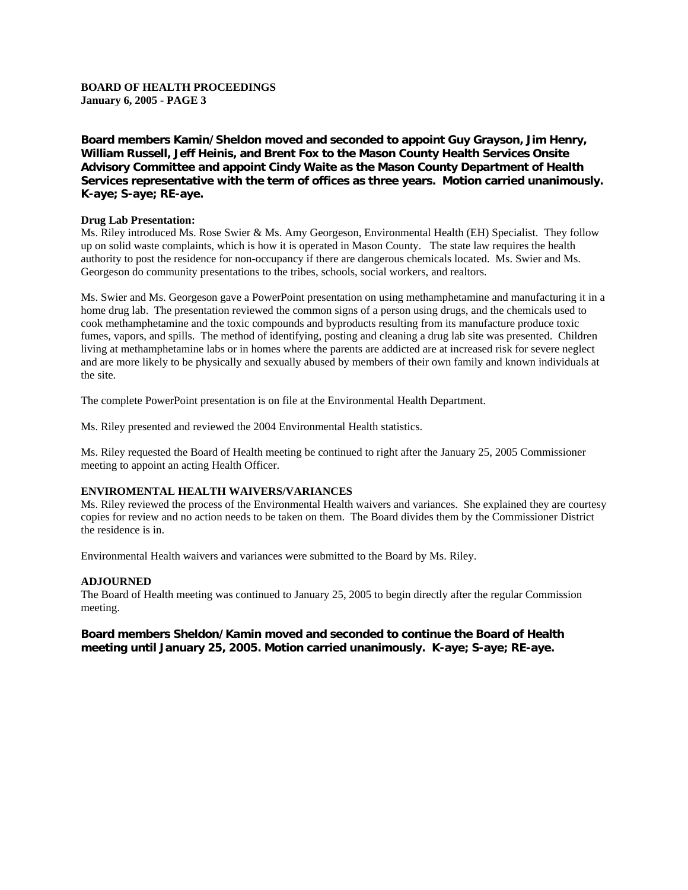**Board members Kamin/Sheldon moved and seconded to appoint Guy Grayson, Jim Henry, William Russell, Jeff Heinis, and Brent Fox to the Mason County Health Services Onsite Advisory Committee and appoint Cindy Waite as the Mason County Department of Health Services representative with the term of offices as three years. Motion carried unanimously. K-aye; S-aye; RE-aye.**

**Drug Lab Presentation:**

Ms. Riley introduced Ms. Rose Swier & Ms. Amy Georgeson, Environmental Health (EH) Specialist. They follow up on solid waste complaints, which is how it is operated in Mason County. The state law requires the health authority to post the residence for non-occupancy if there are dangerous chemicals located. Ms. Swier and Ms. Georgeson do community presentations to the tribes, schools, social workers, and realtors.

Ms. Swier and Ms. Georgeson gave a PowerPoint presentation on using methamphetamine and manufacturing it in a home drug lab. The presentation reviewed the common signs of a person using drugs, and the chemicals used to cook methamphetamine and the toxic compounds and byproducts resulting from its manufacture produce toxic fumes, vapors, and spills. The method of identifying, posting and cleaning a drug lab site was presented. Children living at methamphetamine labs or in homes where the parents are addicted are at increased risk for severe neglect and are more likely to be physically and sexually abused by members of their own family and known individuals at the site.

The complete PowerPoint presentation is on file at the Environmental Health Department.

Ms. Riley presented and reviewed the 2004 Environmental Health statistics.

Ms. Riley requested the Board of Health meeting be continued to right after the January 25, 2005 Commissioner meeting to appoint an acting Health Officer.

**ENVIROMENTAL HEALTH WAIVERS/VARIANCES**

Ms. Riley reviewed the process of the Environmental Health waivers and variances. She explained they are courtesy copies for review and no action needs to be taken on them. The Board divides them by the Commissioner District the residence is in.

Environmental Health waivers and variances were submitted to the Board by Ms. Riley.

**ADJOURNED**

The Board of Health meeting was continued to January 25, 2005 to begin directly after the regular Commission meeting.

**Board members Sheldon/Kamin moved and seconded to continue the Board of Health meeting until January 25, 2005. Motion carried unanimously. K-aye; S-aye; RE-aye.**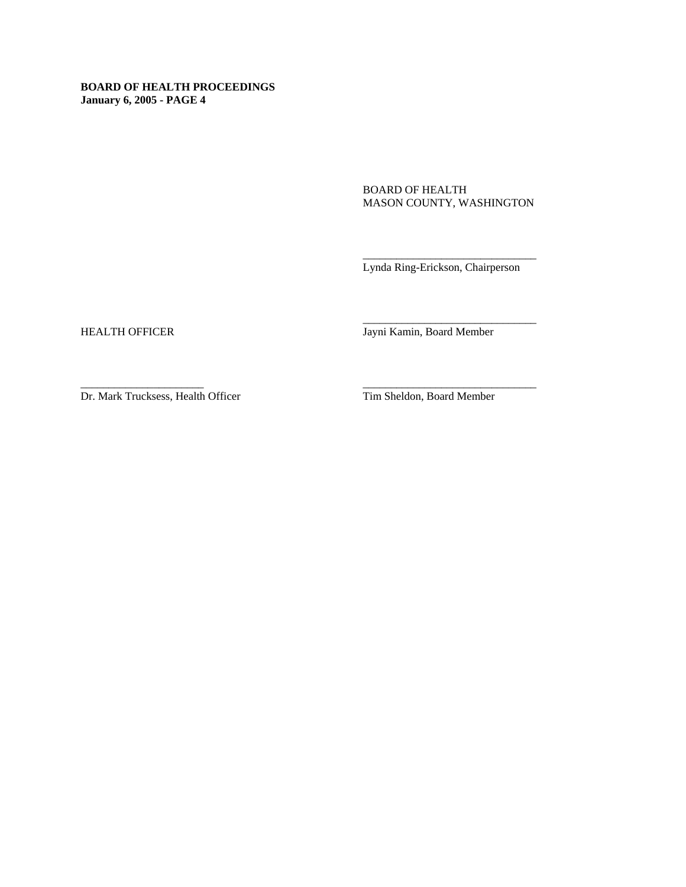BOARD OF HEALTH
MASON COUNTY, WASHINGTON

_______________________________
Lynda Ring-Erickson, Chairperson

HEALTH OFFICER

_______________________________
Jayni Kamin, Board Member

______________________
Dr. Mark Trucksess, Health Officer

_______________________________
Tim Sheldon, Board Member